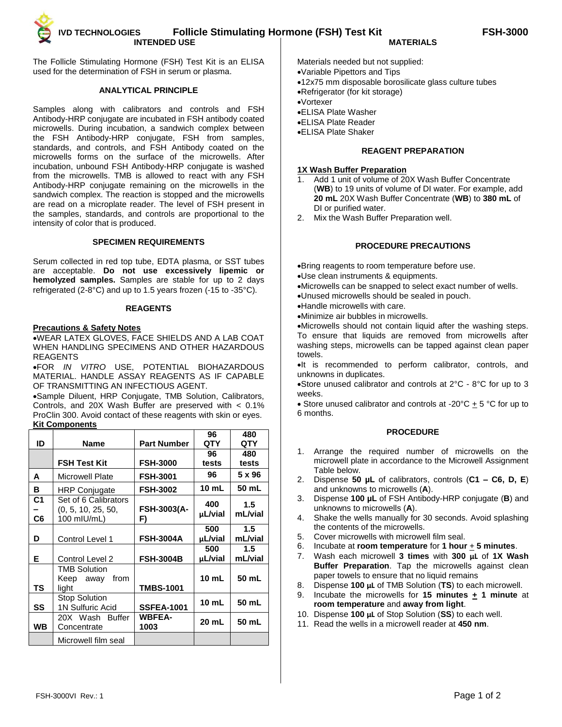# IVD TECHNOLOGIES Follicle Stimulating Hormone (FSH) Test Kit FSH-3000

## INTENDED USE

The Follicle Stimulating Hormone (FSH) Test Kit is an ELISA used for the determination of FSH in serum or plasma.

## ANALYTICAL PRINCIPLE

Samples along with calibrators and controls and FSH Antibody-HRP conjugate are incubated in FSH antibody coated microwells. During incubation, a sandwich complex between the FSH Antibody-HRP conjugate, FSH from samples, standards, and controls, and FSH Antibody coated on the microwells forms on the surface of the microwells. After incubation, unbound FSH Antibody-HRP conjugate is washed from the microwells. TMB is allowed to react with any FSH Antibody-HRP conjugate remaining on the microwells in the sandwich complex. The reaction is stopped and the microwells are read on a microplate reader. The level of FSH present in the samples, standards, and controls are proportional to the intensity of color that is produced.

## SPECIMEN REQUIREMENTS

Serum collected in red top tube, EDTA plasma, or SST tubes are acceptable. **Do not use excessively lipemic or hemolyzed samples.** Samples are stable for up to 2 days refrigerated (2-8°C) and up to 1.5 years frozen (-15 to -35°C).

## REAGENTS

**Precautions & Safety Notes**

- WEAR LATEX GLOVES, FACE SHIELDS AND A LAB COAT WHEN HANDLING SPECIMENS AND OTHER HAZARDOUS REAGENTS
- FOR *IN VITRO* USE, POTENTIAL BIOHAZARDOUS MATERIAL. HANDLE ASSAY REAGENTS AS IF CAPABLE OF TRANSMITTING AN INFECTIOUS AGENT.
- Sample Diluent, HRP Conjugate, TMB Solution, Calibrators, Controls, and 20X Wash Buffer are preserved with < 0.1% ProClin 300. Avoid contact of these reagents with skin or eyes.

**Kit Components**

| ID | Name | Part Number | 96 QTY | 480 QTY |
|---|---|---|---|---|
| | **FSH Test Kit** | **FSH-3000** | **96 tests** | **480 tests** |
| **A** | Microwell Plate | **FSH-3001** | **96** | **5 x 96** |
| **B** | HRP Conjugate | **FSH-3002** | **10 mL** | **50 mL** |
| **C1 – C6** | Set of 6 Calibrators (0, 5, 10, 25, 50, 100 mIU/mL) | **FSH-3003(A-F)** | **400 µL/vial** | **1.5 mL/vial** |
| **D** | Control Level 1 | **FSH-3004A** | **500 µL/vial** | **1.5 mL/vial** |
| **E** | Control Level 2 | **FSH-3004B** | **500 µL/vial** | **1.5 mL/vial** |
| **TS** | TMB Solution Keep away from light | **TMBS-1001** | **10 mL** | **50 mL** |
| **SS** | Stop Solution 1N Sulfuric Acid | **SSFEA-1001** | **10 mL** | **50 mL** |
| **WB** | 20X Wash Buffer Concentrate | **WBFEA-1003** | **20 mL** | **50 mL** |
| | Microwell film seal | | | |

## MATERIALS

Materials needed but not supplied:

- Variable Pipettors and Tips
- 12x75 mm disposable borosilicate glass culture tubes
- Refrigerator (for kit storage)
- Vortexer
- ELISA Plate Washer
- ELISA Plate Reader
- ELISA Plate Shaker

## REAGENT PREPARATION

**1X Wash Buffer Preparation**

1. Add 1 unit of volume of 20X Wash Buffer Concentrate (**WB**) to 19 units of volume of DI water. For example, add **20 mL** 20X Wash Buffer Concentrate (**WB**) to **380 mL** of DI or purified water.
2. Mix the Wash Buffer Preparation well.

## PROCEDURE PRECAUTIONS

- Bring reagents to room temperature before use.
- Use clean instruments & equipments.
- Microwells can be snapped to select exact number of wells.
- Unused microwells should be sealed in pouch.
- Handle microwells with care.
- Minimize air bubbles in microwells.
- Microwells should not contain liquid after the washing steps. To ensure that liquids are removed from microwells after washing steps, microwells can be tapped against clean paper towels.
- It is recommended to perform calibrator, controls, and unknowns in duplicates.
- Store unused calibrator and controls at 2°C - 8°C for up to 3 weeks.
- Store unused calibrator and controls at -20°C ± 5 °C for up to 6 months.

## PROCEDURE

1. Arrange the required number of microwells on the microwell plate in accordance to the Microwell Assignment Table below.
2. Dispense **50 µL** of calibrators, controls (**C1 – C6, D, E**) and unknowns to microwells (**A**).
3. Dispense **100 µL** of FSH Antibody-HRP conjugate (**B**) and unknowns to microwells (**A**).
4. Shake the wells manually for 30 seconds. Avoid splashing the contents of the microwells.
5. Cover microwells with microwell film seal.
6. Incubate at **room temperature** for **1 hour** ± **5 minutes**.
7. Wash each microwell **3 times** with **300 µL** of **1X Wash Buffer Preparation**. Tap the microwells against clean paper towels to ensure that no liquid remains
8. Dispense **100 µL** of TMB Solution (**TS**) to each microwell.
9. Incubate the microwells for **15 minutes ± 1 minute** at **room temperature** and **away from light**.
10. Dispense **100 µL** of Stop Solution (**SS**) to each well.
11. Read the wells in a microwell reader at **450 nm**.

FSH-3000VI Rev.: 1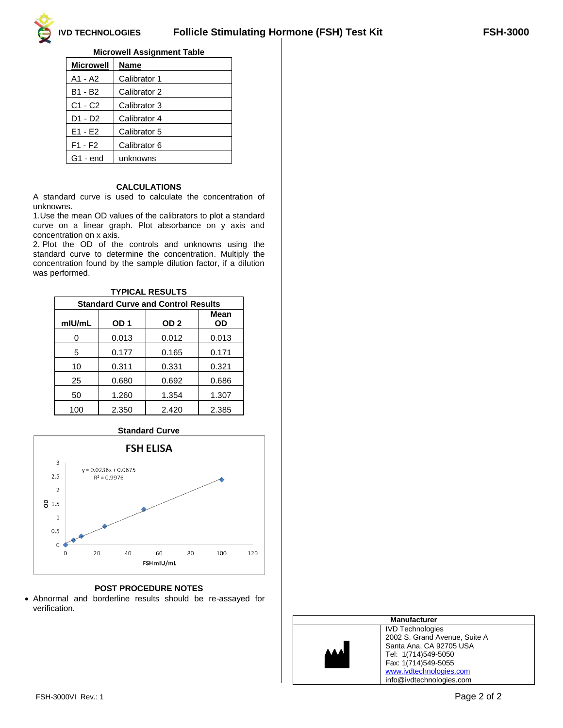### Microwell Assignment Table

| Microwell | Name |
|---|---|
| A1 - A2 | Calibrator 1 |
| B1 - B2 | Calibrator 2 |
| C1 - C2 | Calibrator 3 |
| D1 - D2 | Calibrator 4 |
| E1 - E2 | Calibrator 5 |
| F1 - F2 | Calibrator 6 |
| G1 - end | unknowns |

## CALCULATIONS

A standard curve is used to calculate the concentration of unknowns.

1.Use the mean OD values of the calibrators to plot a standard curve on a linear graph. Plot absorbance on y axis and concentration on x axis.

2. Plot the OD of the controls and unknowns using the standard curve to determine the concentration. Multiply the concentration found by the sample dilution factor, if a dilution was performed.

## TYPICAL RESULTS

| Standard Curve and Control Results | | | |
|---|---|---|---|
| mIU/mL | OD 1 | OD 2 | Mean OD |
| 0 | 0.013 | 0.012 | 0.013 |
| 5 | 0.177 | 0.165 | 0.171 |
| 10 | 0.311 | 0.331 | 0.321 |
| 25 | 0.680 | 0.692 | 0.686 |
| 50 | 1.260 | 1.354 | 1.307 |
| 100 | 2.350 | 2.420 | 2.385 |

### Standard Curve

FSH ELISA

$y = 0.0236x + 0.0675$

$R^2 = 0.9976$

OD

FSH mIU/mL

## POST PROCEDURE NOTES

- Abnormal and borderline results should be re-assayed for verification.

| Manufacturer | |
|---|---|
| | IVD Technologies<br>2002 S. Grand Avenue, Suite A<br>Santa Ana, CA 92705 USA<br>Tel: 1(714)549-5050<br>Fax: 1(714)549-5055<br>www.ivdtechnologies.com<br>info@ivdtechnologies.com |

FSH-3000VI Rev.: 1